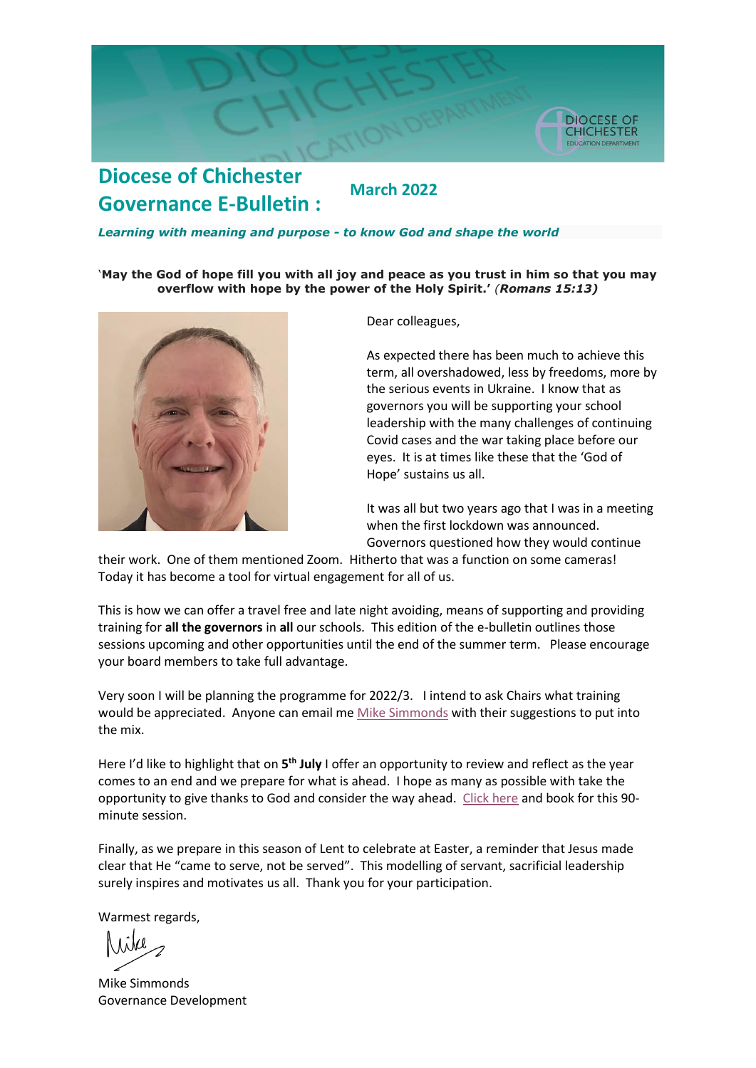# Diocese of Chichester Governance E-Bulletin : March 2022

***Learning with meaning and purpose - to know God and shape the world***

**'May the God of hope fill you with all joy and peace as you trust in him so that you may overflow with hope by the power of the Holy Spirit.'** *(**Romans 15:13)***

Dear colleagues,

As expected there has been much to achieve this term, all overshadowed, less by freedoms, more by the serious events in Ukraine. I know that as governors you will be supporting your school leadership with the many challenges of continuing Covid cases and the war taking place before our eyes. It is at times like these that the 'God of Hope' sustains us all.

It was all but two years ago that I was in a meeting when the first lockdown was announced. Governors questioned how they would continue their work. One of them mentioned Zoom. Hitherto that was a function on some cameras! Today it has become a tool for virtual engagement for all of us.

This is how we can offer a travel free and late night avoiding, means of supporting and providing training for **all the governors** in **all** our schools. This edition of the e-bulletin outlines those sessions upcoming and other opportunities until the end of the summer term. Please encourage your board members to take full advantage.

Very soon I will be planning the programme for 2022/3. I intend to ask Chairs what training would be appreciated. Anyone can email me Mike Simmonds with their suggestions to put into the mix.

Here I'd like to highlight that on **5th July** I offer an opportunity to review and reflect as the year comes to an end and we prepare for what is ahead. I hope as many as possible with take the opportunity to give thanks to God and consider the way ahead. Click here and book for this 90-minute session.

Finally, as we prepare in this season of Lent to celebrate at Easter, a reminder that Jesus made clear that He "came to serve, not be served". This modelling of servant, sacrificial leadership surely inspires and motivates us all. Thank you for your participation.

Warmest regards,

Mike

Mike Simmonds
Governance Development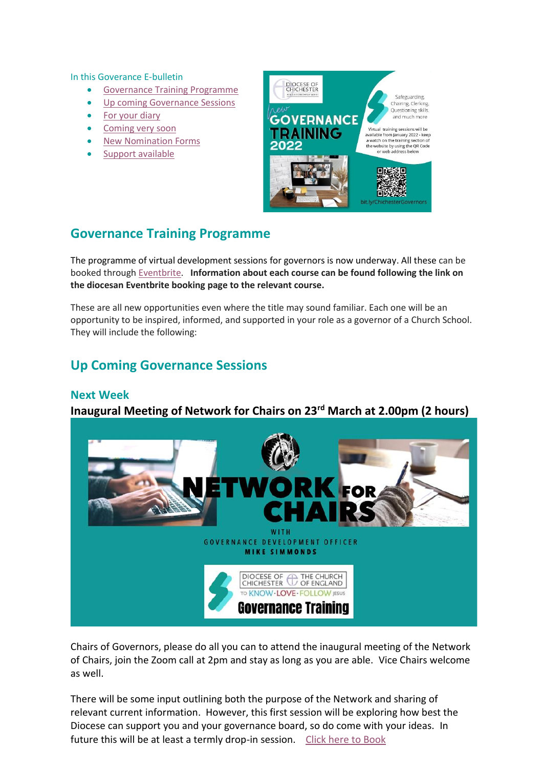In this Goverance E-bulletin

- Governance Training Programme
- Up coming Governance Sessions
- For your diary
- Coming very soon
- New Nomination Forms
- Support available

## Governance Training Programme

The programme of virtual development sessions for governors is now underway. All these can be booked through Eventbrite. **Information about each course can be found following the link on the diocesan Eventbrite booking page to the relevant course.**

These are all new opportunities even where the title may sound familiar. Each one will be an opportunity to be inspired, informed, and supported in your role as a governor of a Church School. They will include the following:

## Up Coming Governance Sessions

### Next Week

**Inaugural Meeting of Network for Chairs on 23rd March at 2.00pm (2 hours)**

Chairs of Governors, please do all you can to attend the inaugural meeting of the Network of Chairs, join the Zoom call at 2pm and stay as long as you are able. Vice Chairs welcome as well.

There will be some input outlining both the purpose of the Network and sharing of relevant current information. However, this first session will be exploring how best the Diocese can support you and your governance board, so do come with your ideas. In future this will be at least a termly drop-in session. Click here to Book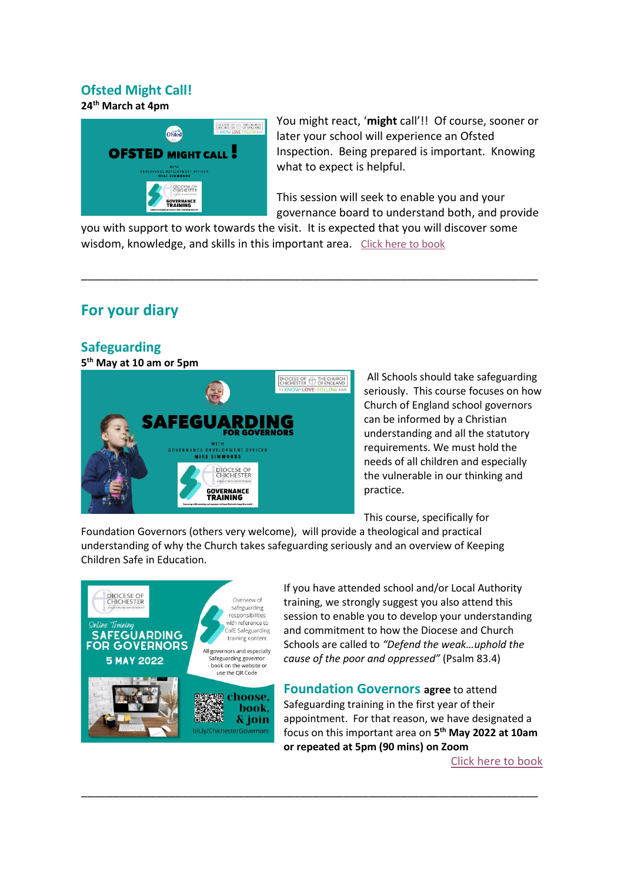## Ofsted Might Call!

**24th March at 4pm**

You might react, '**might** call'!! Of course, sooner or later your school will experience an Ofsted Inspection. Being prepared is important. Knowing what to expect is helpful.

This session will seek to enable you and your governance board to understand both, and provide you with support to work towards the visit. It is expected that you will discover some wisdom, knowledge, and skills in this important area. Click here to book

---

## For your diary

### Safeguarding

**5th May at 10 am or 5pm**

All Schools should take safeguarding seriously. This course focuses on how Church of England school governors can be informed by a Christian understanding and all the statutory requirements. We must hold the needs of all children and especially the vulnerable in our thinking and practice.

This course, specifically for Foundation Governors (others very welcome), will provide a theological and practical understanding of why the Church takes safeguarding seriously and an overview of Keeping Children Safe in Education.

If you have attended school and/or Local Authority training, we strongly suggest you also attend this session to enable you to develop your understanding and commitment to how the Diocese and Church Schools are called to *"Defend the weak…uphold the cause of the poor and oppressed"* (Psalm 83.4)

**Foundation Governors agree** to attend Safeguarding training in the first year of their appointment. For that reason, we have designated a focus on this important area on **5th May 2022 at 10am or repeated at 5pm (90 mins) on Zoom**

Click here to book

---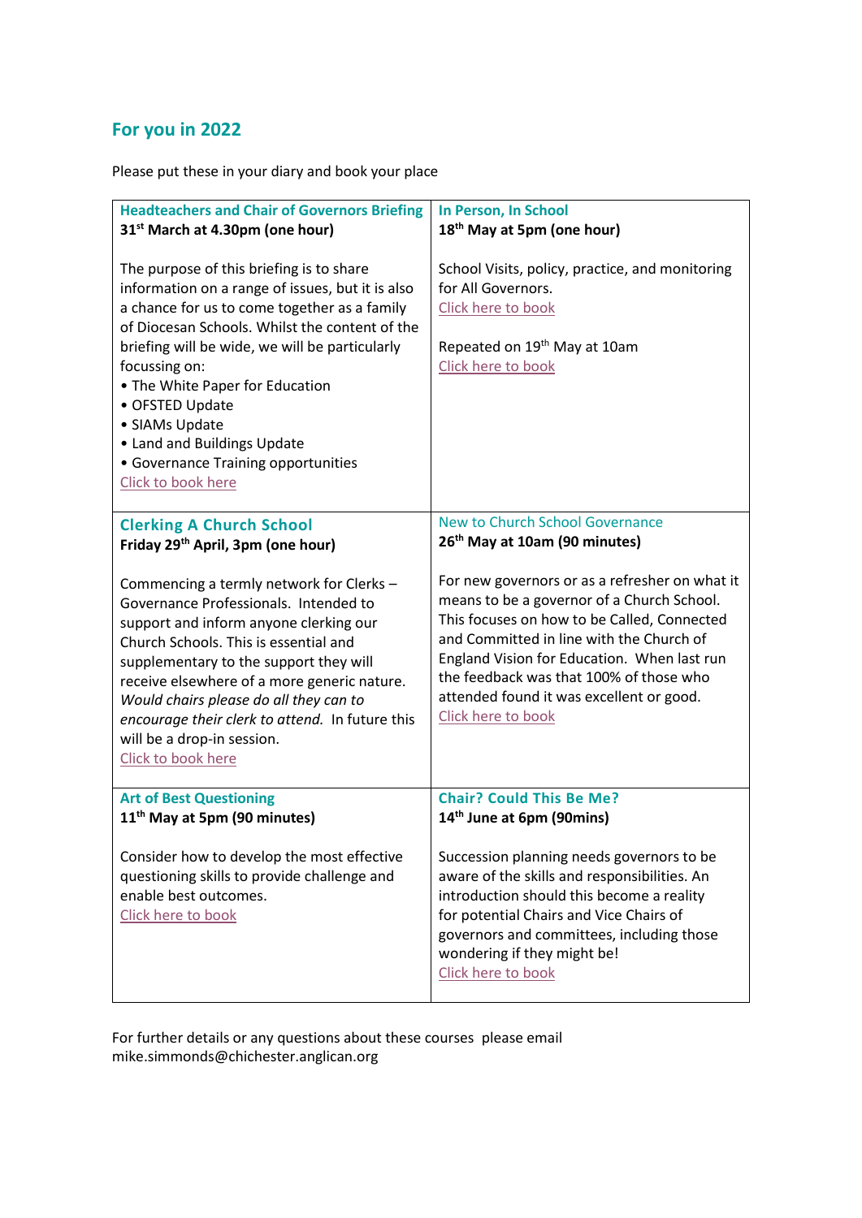## For you in 2022

Please put these in your diary and book your place

| | |
|---|---|
| **Headteachers and Chair of Governors Briefing**<br>**31st March at 4.30pm (one hour)**<br><br>The purpose of this briefing is to share information on a range of issues, but it is also a chance for us to come together as a family of Diocesan Schools. Whilst the content of the briefing will be wide, we will be particularly focussing on:<br>• The White Paper for Education<br>• OFSTED Update<br>• SIAMs Update<br>• Land and Buildings Update<br>• Governance Training opportunities<br>Click to book here | **In Person, In School**<br>**18th May at 5pm (one hour)**<br><br>School Visits, policy, practice, and monitoring for All Governors.<br>Click here to book<br><br>Repeated on 19th May at 10am<br>Click here to book |
| **Clerking A Church School**<br>**Friday 29th April, 3pm (one hour)**<br><br>Commencing a termly network for Clerks – Governance Professionals. Intended to support and inform anyone clerking our Church Schools. This is essential and supplementary to the support they will receive elsewhere of a more generic nature. *Would chairs please do all they can to encourage their clerk to attend.* In future this will be a drop-in session.<br>Click to book here | New to Church School Governance<br>**26th May at 10am (90 minutes)**<br><br>For new governors or as a refresher on what it means to be a governor of a Church School. This focuses on how to be Called, Connected and Committed in line with the Church of England Vision for Education. When last run the feedback was that 100% of those who attended found it was excellent or good.<br>Click here to book |
| **Art of Best Questioning**<br>**11th May at 5pm (90 minutes)**<br><br>Consider how to develop the most effective questioning skills to provide challenge and enable best outcomes.<br>Click here to book | **Chair? Could This Be Me?**<br>**14th June at 6pm (90mins)**<br><br>Succession planning needs governors to be aware of the skills and responsibilities. An introduction should this become a reality for potential Chairs and Vice Chairs of governors and committees, including those wondering if they might be!<br>Click here to book |

For further details or any questions about these courses please email mike.simmonds@chichester.anglican.org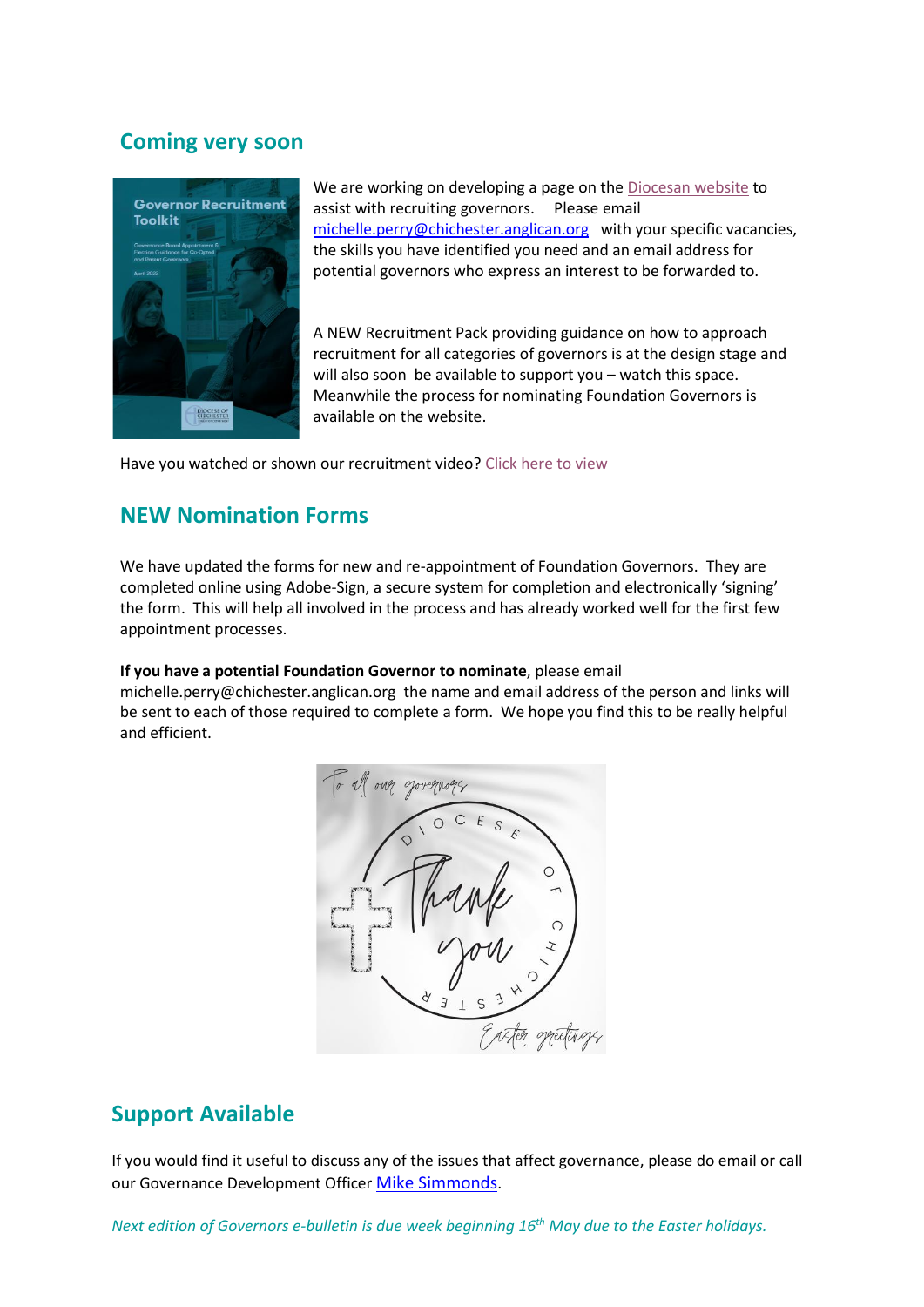## Coming very soon

We are working on developing a page on the Diocesan website to assist with recruiting governors. Please email michelle.perry@chichester.anglican.org with your specific vacancies, the skills you have identified you need and an email address for potential governors who express an interest to be forwarded to.

A NEW Recruitment Pack providing guidance on how to approach recruitment for all categories of governors is at the design stage and will also soon be available to support you – watch this space. Meanwhile the process for nominating Foundation Governors is available on the website.

Have you watched or shown our recruitment video? Click here to view

## NEW Nomination Forms

We have updated the forms for new and re-appointment of Foundation Governors. They are completed online using Adobe-Sign, a secure system for completion and electronically 'signing' the form. This will help all involved in the process and has already worked well for the first few appointment processes.

**If you have a potential Foundation Governor to nominate**, please email michelle.perry@chichester.anglican.org the name and email address of the person and links will be sent to each of those required to complete a form. We hope you find this to be really helpful and efficient.

## Support Available

If you would find it useful to discuss any of the issues that affect governance, please do email or call our Governance Development Officer Mike Simmonds.

*Next edition of Governors e-bulletin is due week beginning 16th May due to the Easter holidays.*